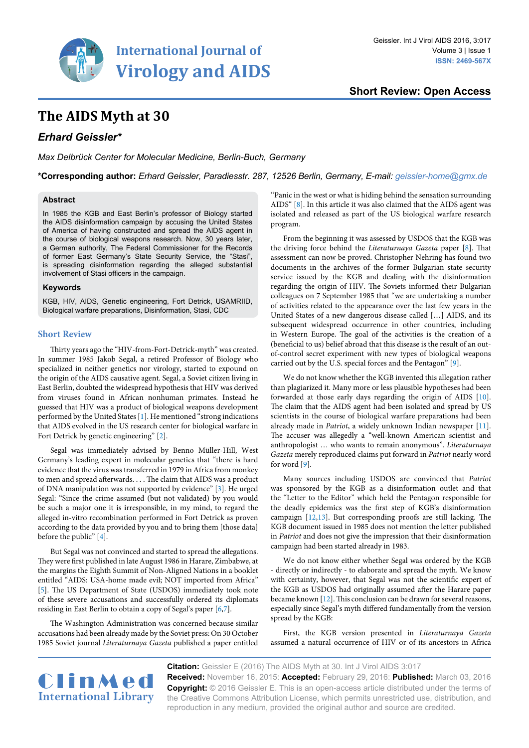Short Review: Open Access

# The AIDS Myth at 30

## *Erhard Geissler**

*Max Delbrück Center for Molecular Medicine, Berlin-Buch, Germany*

**\*Corresponding author:** *Erhard Geissler, Paradiesstr. 287, 12526 Berlin, Germany, E-mail: geissler-home@gmx.de*

### Abstract

In 1985 the KGB and East Berlin's professor of Biology started the AIDS disinformation campaign by accusing the United States of America of having constructed and spread the AIDS agent in the course of biological weapons research. Now, 30 years later, a German authority, The Federal Commissioner for the Records of former East Germany's State Security Service, the "Stasi", is spreading disinformation regarding the alleged substantial involvement of Stasi officers in the campaign.

### Keywords

KGB, HIV, AIDS, Genetic engineering, Fort Detrick, USAMRIID, Biological warfare preparations, Disinformation, Stasi, CDC

## Short Review

Thirty years ago the "HIV-from-Fort-Detrick-myth" was created. In summer 1985 Jakob Segal, a retired Professor of Biology who specialized in neither genetics nor virology, started to expound on the origin of the AIDS causative agent. Segal, a Soviet citizen living in East Berlin, doubted the widespread hypothesis that HIV was derived from viruses found in African nonhuman primates. Instead he guessed that HIV was a product of biological weapons development performed by the United States [1]. He mentioned "strong indications that AIDS evolved in the US research center for biological warfare in Fort Detrick by genetic engineering" [2].

Segal was immediately advised by Benno Müller-Hill, West Germany's leading expert in molecular genetics that "there is hard evidence that the virus was transferred in 1979 in Africa from monkey to men and spread afterwards. . . . The claim that AIDS was a product of DNA manipulation was not supported by evidence" [3]. He urged Segal: "Since the crime assumed (but not validated) by you would be such a major one it is irresponsible, in my mind, to regard the alleged in-vitro recombination performed in Fort Detrick as proven according to the data provided by you and to bring them [those data] before the public" [4].

But Segal was not convinced and started to spread the allegations. They were first published in late August 1986 in Harare, Zimbabwe, at the margins the Eighth Summit of Non-Aligned Nations in a booklet entitled "AIDS: USA-home made evil; NOT imported from Africa" [5]. The US Department of State (USDOS) immediately took note of these severe accusations and successfully ordered its diplomats residing in East Berlin to obtain a copy of Segal's paper [6,7].

The Washington Administration was concerned because similar accusations had been already made by the Soviet press: On 30 October 1985 Soviet journal *Literaturnaya Gazeta* published a paper entitled "Panic in the west or what is hiding behind the sensation surrounding AIDS" [8]. In this article it was also claimed that the AIDS agent was isolated and released as part of the US biological warfare research program.

From the beginning it was assessed by USDOS that the KGB was the driving force behind the *Literaturnaya Gazeta* paper [8]. That assessment can now be proved. Christopher Nehring has found two documents in the archives of the former Bulgarian state security service issued by the KGB and dealing with the disinformation regarding the origin of HIV. The Soviets informed their Bulgarian colleagues on 7 September 1985 that "we are undertaking a number of activities related to the appearance over the last few years in the United States of a new dangerous disease called […] AIDS, and its subsequent widespread occurrence in other countries, including in Western Europe. The goal of the activities is the creation of a (beneficial to us) belief abroad that this disease is the result of an out-of-control secret experiment with new types of biological weapons carried out by the U.S. special forces and the Pentagon" [9].

We do not know whether the KGB invented this allegation rather than plagiarized it. Many more or less plausible hypotheses had been forwarded at those early days regarding the origin of AIDS [10]. The claim that the AIDS agent had been isolated and spread by US scientists in the course of biological warfare preparations had been already made in *Patriot*, a widely unknown Indian newspaper [11]. The accuser was allegedly a "well-known American scientist and anthropologist … who wants to remain anonymous". *Literaturnaya Gazeta* merely reproduced claims put forward in *Patriot* nearly word for word [9].

Many sources including USDOS are convinced that *Patriot* was sponsored by the KGB as a disinformation outlet and that the "Letter to the Editor" which held the Pentagon responsible for the deadly epidemics was the first step of KGB's disinformation campaign [12,13]. But corresponding proofs are still lacking. The KGB document issued in 1985 does not mention the letter published in *Patriot* and does not give the impression that their disinformation campaign had been started already in 1983.

We do not know either whether Segal was ordered by the KGB - directly or indirectly - to elaborate and spread the myth. We know with certainty, however, that Segal was not the scientific expert of the KGB as USDOS had originally assumed after the Harare paper became known [12]. This conclusion can be drawn for several reasons, especially since Segal's myth differed fundamentally from the version spread by the KGB:

First, the KGB version presented in *Literaturnaya Gazeta* assumed a natural occurrence of HIV or of its ancestors in Africa

**Citation:** Geissler E (2016) The AIDS Myth at 30. Int J Virol AIDS 3:017

**Received:** November 16, 2015: **Accepted:** February 29, 2016: **Published:** March 03, 2016

**Copyright:** © 2016 Geissler E. This is an open-access article distributed under the terms of the Creative Commons Attribution License, which permits unrestricted use, distribution, and reproduction in any medium, provided the original author and source are credited.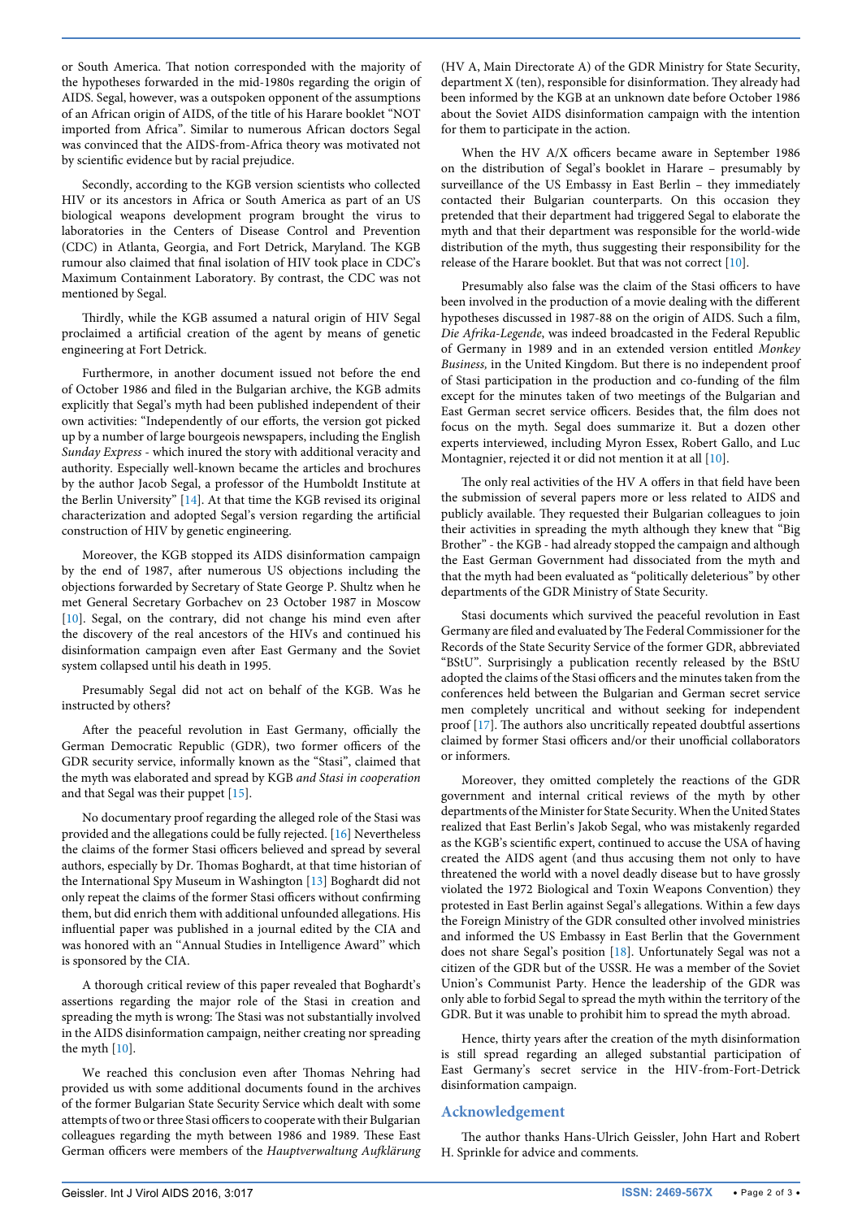or South America. That notion corresponded with the majority of the hypotheses forwarded in the mid-1980s regarding the origin of AIDS. Segal, however, was a outspoken opponent of the assumptions of an African origin of AIDS, of the title of his Harare booklet "NOT imported from Africa". Similar to numerous African doctors Segal was convinced that the AIDS-from-Africa theory was motivated not by scientific evidence but by racial prejudice.

Secondly, according to the KGB version scientists who collected HIV or its ancestors in Africa or South America as part of an US biological weapons development program brought the virus to laboratories in the Centers of Disease Control and Prevention (CDC) in Atlanta, Georgia, and Fort Detrick, Maryland. The KGB rumour also claimed that final isolation of HIV took place in CDC's Maximum Containment Laboratory. By contrast, the CDC was not mentioned by Segal.

Thirdly, while the KGB assumed a natural origin of HIV Segal proclaimed a artificial creation of the agent by means of genetic engineering at Fort Detrick.

Furthermore, in another document issued not before the end of October 1986 and filed in the Bulgarian archive, the KGB admits explicitly that Segal's myth had been published independent of their own activities: "Independently of our efforts, the version got picked up by a number of large bourgeois newspapers, including the English *Sunday Express* - which inured the story with additional veracity and authority. Especially well-known became the articles and brochures by the author Jacob Segal, a professor of the Humboldt Institute at the Berlin University" [14]. At that time the KGB revised its original characterization and adopted Segal's version regarding the artificial construction of HIV by genetic engineering.

Moreover, the KGB stopped its AIDS disinformation campaign by the end of 1987, after numerous US objections including the objections forwarded by Secretary of State George P. Shultz when he met General Secretary Gorbachev on 23 October 1987 in Moscow [10]. Segal, on the contrary, did not change his mind even after the discovery of the real ancestors of the HIVs and continued his disinformation campaign even after East Germany and the Soviet system collapsed until his death in 1995.

Presumably Segal did not act on behalf of the KGB. Was he instructed by others?

After the peaceful revolution in East Germany, officially the German Democratic Republic (GDR), two former officers of the GDR security service, informally known as the "Stasi", claimed that the myth was elaborated and spread by KGB *and Stasi in cooperation* and that Segal was their puppet [15].

No documentary proof regarding the alleged role of the Stasi was provided and the allegations could be fully rejected. [16] Nevertheless the claims of the former Stasi officers believed and spread by several authors, especially by Dr. Thomas Boghardt, at that time historian of the International Spy Museum in Washington [13] Boghardt did not only repeat the claims of the former Stasi officers without confirming them, but did enrich them with additional unfounded allegations. His influential paper was published in a journal edited by the CIA and was honored with an "Annual Studies in Intelligence Award" which is sponsored by the CIA.

A thorough critical review of this paper revealed that Boghardt's assertions regarding the major role of the Stasi in creation and spreading the myth is wrong: The Stasi was not substantially involved in the AIDS disinformation campaign, neither creating nor spreading the myth [10].

We reached this conclusion even after Thomas Nehring had provided us with some additional documents found in the archives of the former Bulgarian State Security Service which dealt with some attempts of two or three Stasi officers to cooperate with their Bulgarian colleagues regarding the myth between 1986 and 1989. These East German officers were members of the *Hauptverwaltung Aufklärung* (HV A, Main Directorate A) of the GDR Ministry for State Security, department X (ten), responsible for disinformation. They already had been informed by the KGB at an unknown date before October 1986 about the Soviet AIDS disinformation campaign with the intention for them to participate in the action.

When the HV A/X officers became aware in September 1986 on the distribution of Segal's booklet in Harare – presumably by surveillance of the US Embassy in East Berlin – they immediately contacted their Bulgarian counterparts. On this occasion they pretended that their department had triggered Segal to elaborate the myth and that their department was responsible for the world-wide distribution of the myth, thus suggesting their responsibility for the release of the Harare booklet. But that was not correct [10].

Presumably also false was the claim of the Stasi officers to have been involved in the production of a movie dealing with the different hypotheses discussed in 1987-88 on the origin of AIDS. Such a film, *Die Afrika-Legende*, was indeed broadcasted in the Federal Republic of Germany in 1989 and in an extended version entitled *Monkey Business,* in the United Kingdom. But there is no independent proof of Stasi participation in the production and co-funding of the film except for the minutes taken of two meetings of the Bulgarian and East German secret service officers. Besides that, the film does not focus on the myth. Segal does summarize it. But a dozen other experts interviewed, including Myron Essex, Robert Gallo, and Luc Montagnier, rejected it or did not mention it at all [10].

The only real activities of the HV A offers in that field have been the submission of several papers more or less related to AIDS and publicly available. They requested their Bulgarian colleagues to join their activities in spreading the myth although they knew that "Big Brother" - the KGB - had already stopped the campaign and although the East German Government had dissociated from the myth and that the myth had been evaluated as "politically deleterious" by other departments of the GDR Ministry of State Security.

Stasi documents which survived the peaceful revolution in East Germany are filed and evaluated by The Federal Commissioner for the Records of the State Security Service of the former GDR, abbreviated "BStU". Surprisingly a publication recently released by the BStU adopted the claims of the Stasi officers and the minutes taken from the conferences held between the Bulgarian and German secret service men completely uncritical and without seeking for independent proof [17]. The authors also uncritically repeated doubtful assertions claimed by former Stasi officers and/or their unofficial collaborators or informers.

Moreover, they omitted completely the reactions of the GDR government and internal critical reviews of the myth by other departments of the Minister for State Security. When the United States realized that East Berlin's Jakob Segal, who was mistakenly regarded as the KGB's scientific expert, continued to accuse the USA of having created the AIDS agent (and thus accusing them not only to have threatened the world with a novel deadly disease but to have grossly violated the 1972 Biological and Toxin Weapons Convention) they protested in East Berlin against Segal's allegations. Within a few days the Foreign Ministry of the GDR consulted other involved ministries and informed the US Embassy in East Berlin that the Government does not share Segal's position [18]. Unfortunately Segal was not a citizen of the GDR but of the USSR. He was a member of the Soviet Union's Communist Party. Hence the leadership of the GDR was only able to forbid Segal to spread the myth within the territory of the GDR. But it was unable to prohibit him to spread the myth abroad.

Hence, thirty years after the creation of the myth disinformation is still spread regarding an alleged substantial participation of East Germany's secret service in the HIV-from-Fort-Detrick disinformation campaign.

## Acknowledgement

The author thanks Hans-Ulrich Geissler, John Hart and Robert H. Sprinkle for advice and comments.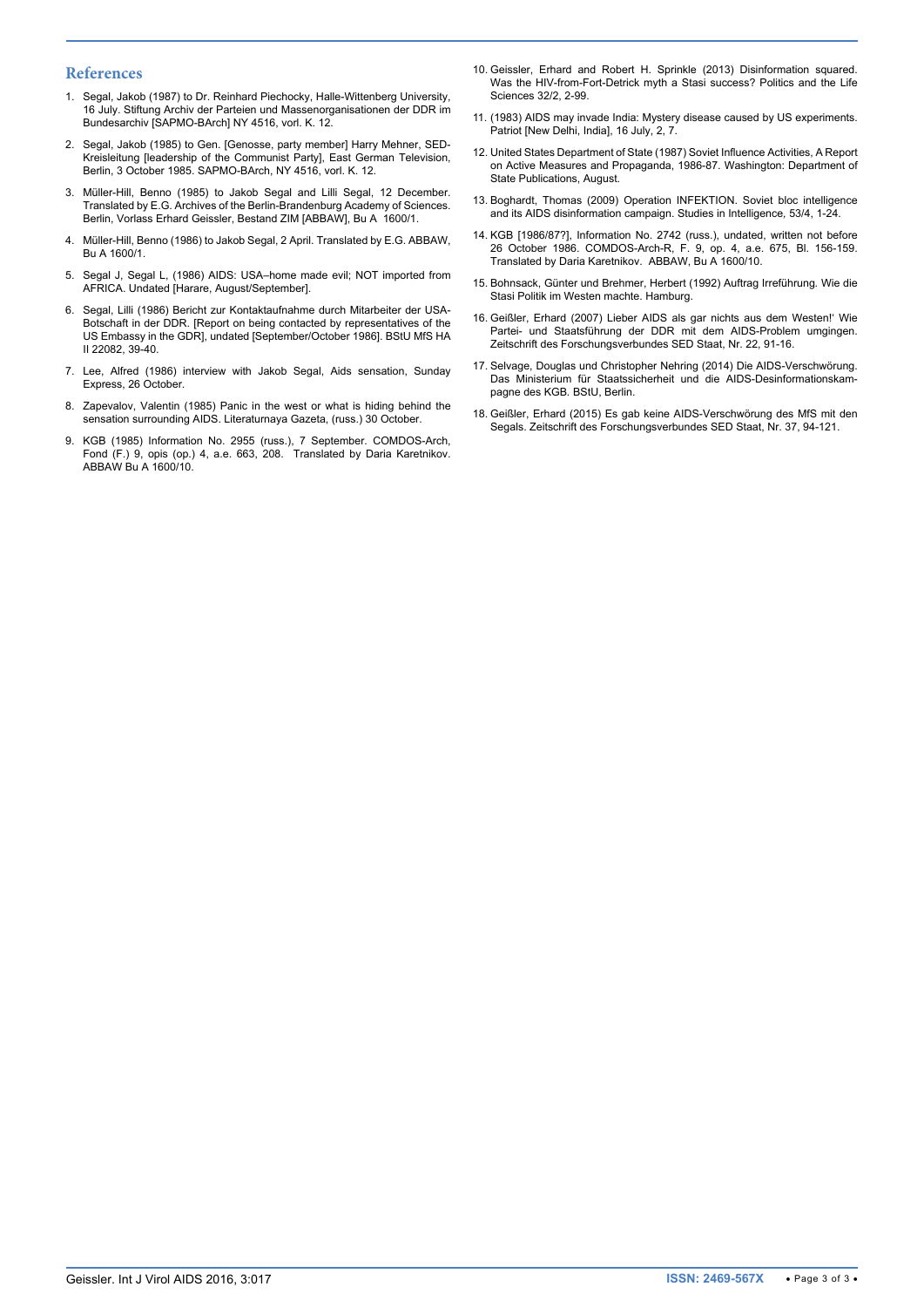## References

1. Segal, Jakob (1987) to Dr. Reinhard Piechocky, Halle-Wittenberg University, 16 July. Stiftung Archiv der Parteien und Massenorganisationen der DDR im Bundesarchiv [SAPMO-BArch] NY 4516, vorl. K. 12.
2. Segal, Jakob (1985) to Gen. [Genosse, party member] Harry Mehner, SED-Kreisleitung [leadership of the Communist Party], East German Television, Berlin, 3 October 1985. SAPMO-BArch, NY 4516, vorl. K. 12.
3. Müller-Hill, Benno (1985) to Jakob Segal and Lilli Segal, 12 December. Translated by E.G. Archives of the Berlin-Brandenburg Academy of Sciences. Berlin, Vorlass Erhard Geissler, Bestand ZIM [ABBAW], Bu A 1600/1.
4. Müller-Hill, Benno (1986) to Jakob Segal, 2 April. Translated by E.G. ABBAW, Bu A 1600/1.
5. Segal J, Segal L, (1986) AIDS: USA–home made evil; NOT imported from AFRICA. Undated [Harare, August/September].
6. Segal, Lilli (1986) Bericht zur Kontaktaufnahme durch Mitarbeiter der USA-Botschaft in der DDR. [Report on being contacted by representatives of the US Embassy in the GDR], undated [September/October 1986]. BStU MfS HA II 22082, 39-40.
7. Lee, Alfred (1986) interview with Jakob Segal, Aids sensation, Sunday Express, 26 October.
8. Zapevalov, Valentin (1985) Panic in the west or what is hiding behind the sensation surrounding AIDS. Literaturnaya Gazeta, (russ.) 30 October.
9. KGB (1985) Information No. 2955 (russ.), 7 September. COMDOS-Arch, Fond (F.) 9, opis (op.) 4, a.e. 663, 208. Translated by Daria Karetnikov. ABBAW Bu A 1600/10.
10. Geissler, Erhard and Robert H. Sprinkle (2013) Disinformation squared. Was the HIV-from-Fort-Detrick myth a Stasi success? Politics and the Life Sciences 32/2, 2-99.
11. (1983) AIDS may invade India: Mystery disease caused by US experiments. Patriot [New Delhi, India], 16 July, 2, 7.
12. United States Department of State (1987) Soviet Influence Activities, A Report on Active Measures and Propaganda, 1986-87. Washington: Department of State Publications, August.
13. Boghardt, Thomas (2009) Operation INFEKTION. Soviet bloc intelligence and its AIDS disinformation campaign. Studies in Intelligence, 53/4, 1-24.
14. KGB [1986/87?], Information No. 2742 (russ.), undated, written not before 26 October 1986. COMDOS-Arch-R, F. 9, op. 4, a.e. 675, Bl. 156-159. Translated by Daria Karetnikov. ABBAW, Bu A 1600/10.
15. Bohnsack, Günter und Brehmer, Herbert (1992) Auftrag Irreführung. Wie die Stasi Politik im Westen machte. Hamburg.
16. Geißler, Erhard (2007) Lieber AIDS als gar nichts aus dem Westen!' Wie Partei- und Staatsführung der DDR mit dem AIDS-Problem umgingen. Zeitschrift des Forschungsverbundes SED Staat, Nr. 22, 91-16.
17. Selvage, Douglas und Christopher Nehring (2014) Die AIDS-Verschwörung. Das Ministerium für Staatssicherheit und die AIDS-Desinformationskampagne des KGB. BStU, Berlin.
18. Geißler, Erhard (2015) Es gab keine AIDS-Verschwörung des MfS mit den Segals. Zeitschrift des Forschungsverbundes SED Staat, Nr. 37, 94-121.